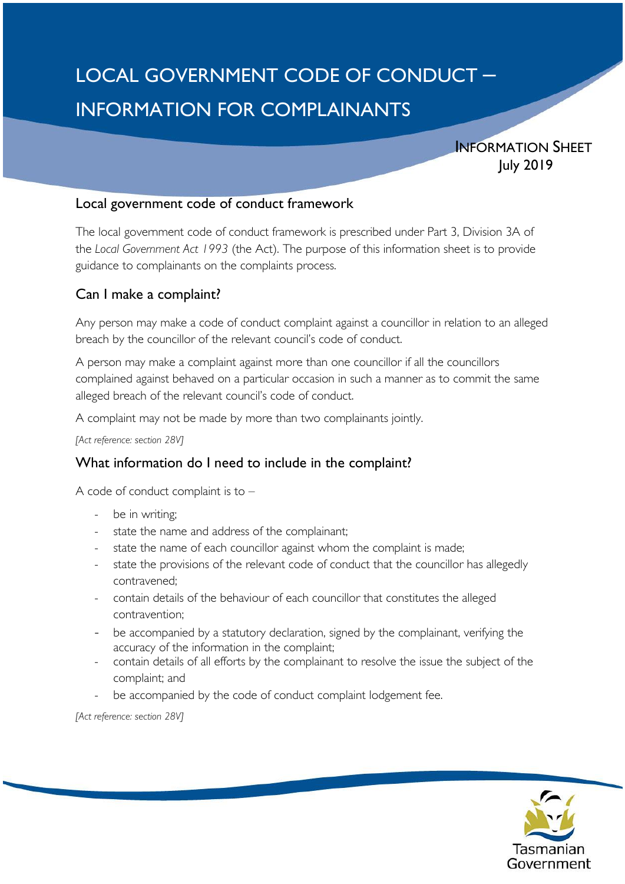# LOCAL GOVERNMENT CODE OF CONDUCT – INFORMATION FOR COMPLAINANTS

INFORMATION SHEET
July 2019

## Local government code of conduct framework

The local government code of conduct framework is prescribed under Part 3, Division 3A of the *Local Government Act 1993* (the Act). The purpose of this information sheet is to provide guidance to complainants on the complaints process.

## Can I make a complaint?

Any person may make a code of conduct complaint against a councillor in relation to an alleged breach by the councillor of the relevant council's code of conduct.

A person may make a complaint against more than one councillor if all the councillors complained against behaved on a particular occasion in such a manner as to commit the same alleged breach of the relevant council's code of conduct.

A complaint may not be made by more than two complainants jointly.

*[Act reference: section 28V]*

## What information do I need to include in the complaint?

A code of conduct complaint is to –

- be in writing;
- state the name and address of the complainant;
- state the name of each councillor against whom the complaint is made;
- state the provisions of the relevant code of conduct that the councillor has allegedly contravened;
- contain details of the behaviour of each councillor that constitutes the alleged contravention;
- be accompanied by a statutory declaration, signed by the complainant, verifying the accuracy of the information in the complaint;
- contain details of all efforts by the complainant to resolve the issue the subject of the complaint; and
- be accompanied by the code of conduct complaint lodgement fee.

*[Act reference: section 28V]*

Tasmanian Government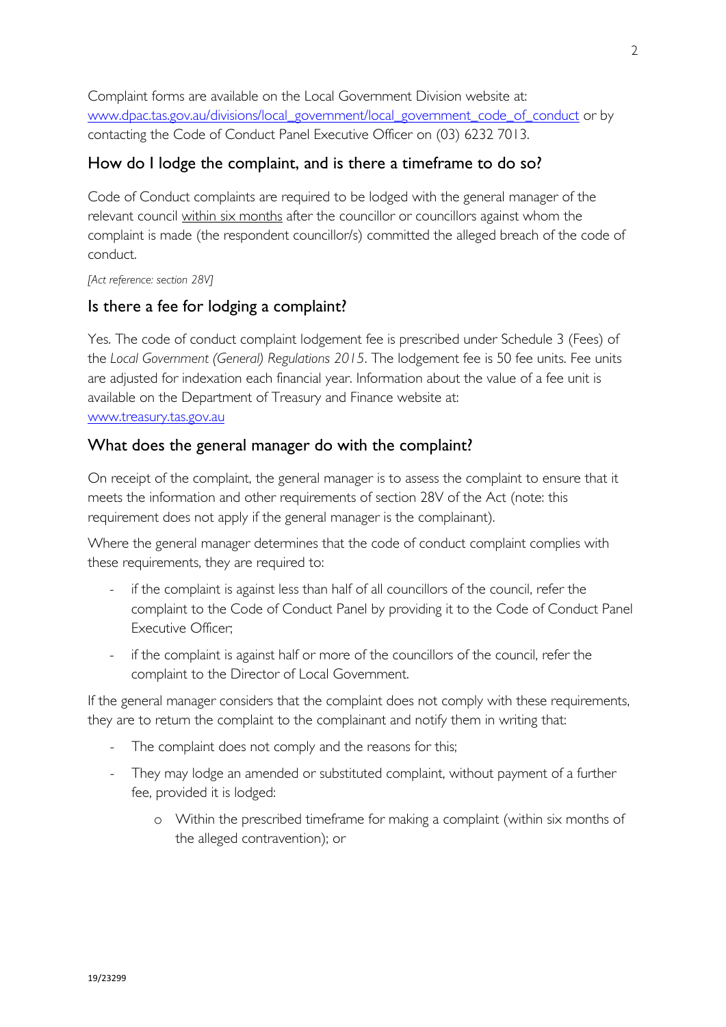Complaint forms are available on the Local Government Division website at: [www.dpac.tas.gov.au/divisions/local_government/local_government_code_of_conduct](www.dpac.tas.gov.au/divisions/local_government/local_government_code_of_conduct) or by contacting the Code of Conduct Panel Executive Officer on (03) 6232 7013.

## How do I lodge the complaint, and is there a timeframe to do so?

Code of Conduct complaints are required to be lodged with the general manager of the relevant council <u>within six months</u> after the councillor or councillors against whom the complaint is made (the respondent councillor/s) committed the alleged breach of the code of conduct.

*[Act reference: section 28V]*

## Is there a fee for lodging a complaint?

Yes. The code of conduct complaint lodgement fee is prescribed under Schedule 3 (Fees) of the *Local Government (General) Regulations 2015*. The lodgement fee is 50 fee units. Fee units are adjusted for indexation each financial year. Information about the value of a fee unit is available on the Department of Treasury and Finance website at: [www.treasury.tas.gov.au](www.treasury.tas.gov.au)

## What does the general manager do with the complaint?

On receipt of the complaint, the general manager is to assess the complaint to ensure that it meets the information and other requirements of section 28V of the Act (note: this requirement does not apply if the general manager is the complainant).

Where the general manager determines that the code of conduct complaint complies with these requirements, they are required to:

- if the complaint is against less than half of all councillors of the council, refer the complaint to the Code of Conduct Panel by providing it to the Code of Conduct Panel Executive Officer;
- if the complaint is against half or more of the councillors of the council, refer the complaint to the Director of Local Government.

If the general manager considers that the complaint does not comply with these requirements, they are to return the complaint to the complainant and notify them in writing that:

- The complaint does not comply and the reasons for this;
- They may lodge an amended or substituted complaint, without payment of a further fee, provided it is lodged:
    - Within the prescribed timeframe for making a complaint (within six months of the alleged contravention); or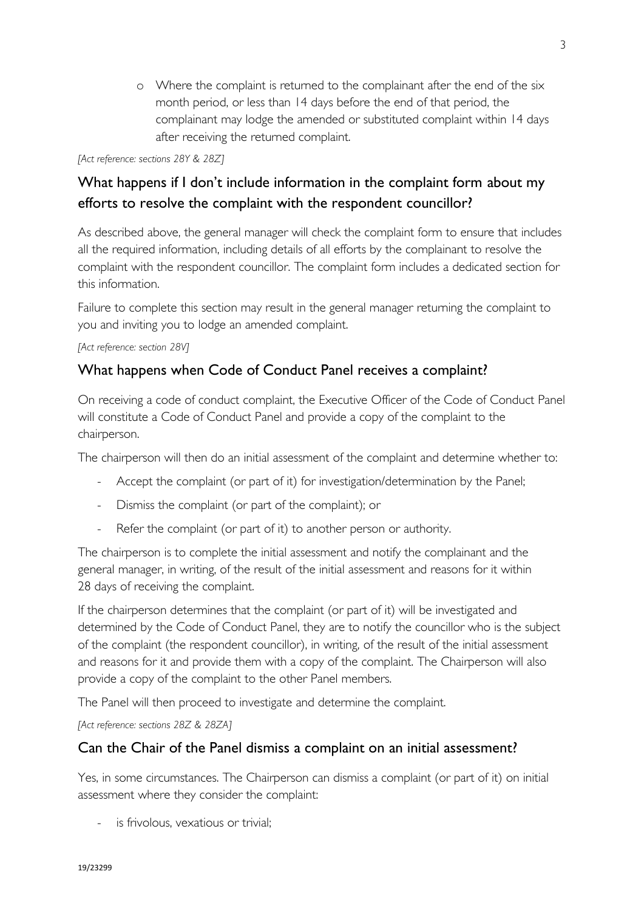- Where the complaint is returned to the complainant after the end of the six month period, or less than 14 days before the end of that period, the complainant may lodge the amended or substituted complaint within 14 days after receiving the returned complaint.

*[Act reference: sections 28Y & 28Z]*

## What happens if I don't include information in the complaint form about my efforts to resolve the complaint with the respondent councillor?

As described above, the general manager will check the complaint form to ensure that includes all the required information, including details of all efforts by the complainant to resolve the complaint with the respondent councillor. The complaint form includes a dedicated section for this information.

Failure to complete this section may result in the general manager returning the complaint to you and inviting you to lodge an amended complaint.

*[Act reference: section 28V]*

## What happens when Code of Conduct Panel receives a complaint?

On receiving a code of conduct complaint, the Executive Officer of the Code of Conduct Panel will constitute a Code of Conduct Panel and provide a copy of the complaint to the chairperson.

The chairperson will then do an initial assessment of the complaint and determine whether to:

- Accept the complaint (or part of it) for investigation/determination by the Panel;
- Dismiss the complaint (or part of the complaint); or
- Refer the complaint (or part of it) to another person or authority.

The chairperson is to complete the initial assessment and notify the complainant and the general manager, in writing, of the result of the initial assessment and reasons for it within 28 days of receiving the complaint.

If the chairperson determines that the complaint (or part of it) will be investigated and determined by the Code of Conduct Panel, they are to notify the councillor who is the subject of the complaint (the respondent councillor), in writing, of the result of the initial assessment and reasons for it and provide them with a copy of the complaint. The Chairperson will also provide a copy of the complaint to the other Panel members.

The Panel will then proceed to investigate and determine the complaint.

*[Act reference: sections 28Z & 28ZA]*

## Can the Chair of the Panel dismiss a complaint on an initial assessment?

Yes, in some circumstances. The Chairperson can dismiss a complaint (or part of it) on initial assessment where they consider the complaint:

- is frivolous, vexatious or trivial;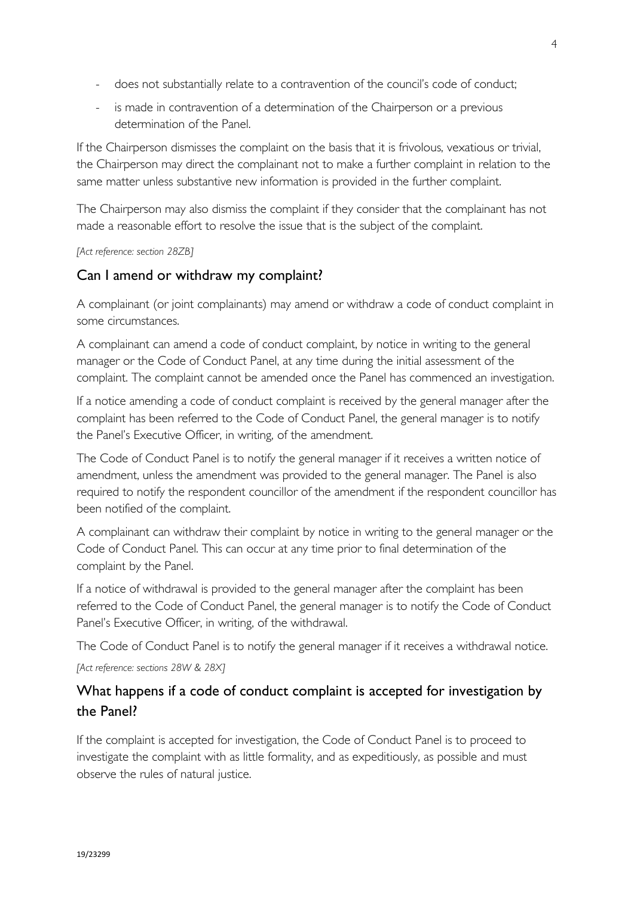- does not substantially relate to a contravention of the council's code of conduct;
- is made in contravention of a determination of the Chairperson or a previous determination of the Panel.

If the Chairperson dismisses the complaint on the basis that it is frivolous, vexatious or trivial, the Chairperson may direct the complainant not to make a further complaint in relation to the same matter unless substantive new information is provided in the further complaint.

The Chairperson may also dismiss the complaint if they consider that the complainant has not made a reasonable effort to resolve the issue that is the subject of the complaint.

*[Act reference: section 28ZB]*

## Can I amend or withdraw my complaint?

A complainant (or joint complainants) may amend or withdraw a code of conduct complaint in some circumstances.

A complainant can amend a code of conduct complaint, by notice in writing to the general manager or the Code of Conduct Panel, at any time during the initial assessment of the complaint. The complaint cannot be amended once the Panel has commenced an investigation.

If a notice amending a code of conduct complaint is received by the general manager after the complaint has been referred to the Code of Conduct Panel, the general manager is to notify the Panel's Executive Officer, in writing, of the amendment.

The Code of Conduct Panel is to notify the general manager if it receives a written notice of amendment, unless the amendment was provided to the general manager. The Panel is also required to notify the respondent councillor of the amendment if the respondent councillor has been notified of the complaint.

A complainant can withdraw their complaint by notice in writing to the general manager or the Code of Conduct Panel. This can occur at any time prior to final determination of the complaint by the Panel.

If a notice of withdrawal is provided to the general manager after the complaint has been referred to the Code of Conduct Panel, the general manager is to notify the Code of Conduct Panel's Executive Officer, in writing, of the withdrawal.

The Code of Conduct Panel is to notify the general manager if it receives a withdrawal notice.

*[Act reference: sections 28W & 28X]*

## What happens if a code of conduct complaint is accepted for investigation by the Panel?

If the complaint is accepted for investigation, the Code of Conduct Panel is to proceed to investigate the complaint with as little formality, and as expeditiously, as possible and must observe the rules of natural justice.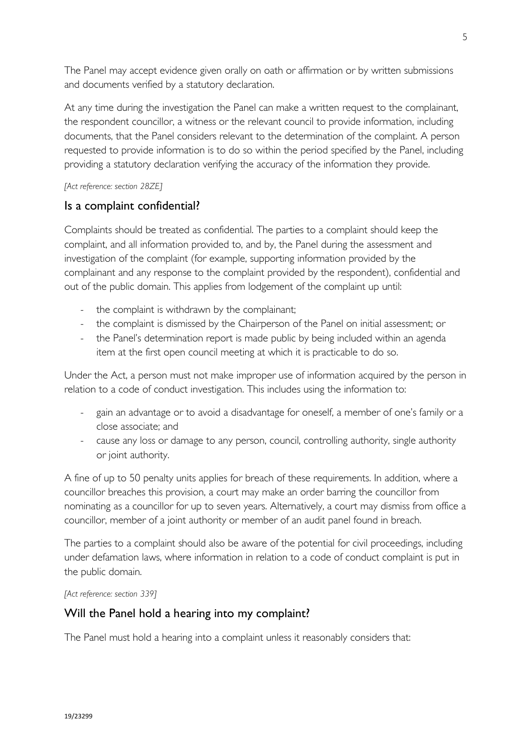The Panel may accept evidence given orally on oath or affirmation or by written submissions and documents verified by a statutory declaration.

At any time during the investigation the Panel can make a written request to the complainant, the respondent councillor, a witness or the relevant council to provide information, including documents, that the Panel considers relevant to the determination of the complaint. A person requested to provide information is to do so within the period specified by the Panel, including providing a statutory declaration verifying the accuracy of the information they provide.

*[Act reference: section 28ZE]*

## Is a complaint confidential?

Complaints should be treated as confidential. The parties to a complaint should keep the complaint, and all information provided to, and by, the Panel during the assessment and investigation of the complaint (for example, supporting information provided by the complainant and any response to the complaint provided by the respondent), confidential and out of the public domain. This applies from lodgement of the complaint up until:

- the complaint is withdrawn by the complainant;
- the complaint is dismissed by the Chairperson of the Panel on initial assessment; or
- the Panel's determination report is made public by being included within an agenda item at the first open council meeting at which it is practicable to do so.

Under the Act, a person must not make improper use of information acquired by the person in relation to a code of conduct investigation. This includes using the information to:

- gain an advantage or to avoid a disadvantage for oneself, a member of one's family or a close associate; and
- cause any loss or damage to any person, council, controlling authority, single authority or joint authority.

A fine of up to 50 penalty units applies for breach of these requirements. In addition, where a councillor breaches this provision, a court may make an order barring the councillor from nominating as a councillor for up to seven years. Alternatively, a court may dismiss from office a councillor, member of a joint authority or member of an audit panel found in breach.

The parties to a complaint should also be aware of the potential for civil proceedings, including under defamation laws, where information in relation to a code of conduct complaint is put in the public domain.

*[Act reference: section 339]*

## Will the Panel hold a hearing into my complaint?

The Panel must hold a hearing into a complaint unless it reasonably considers that: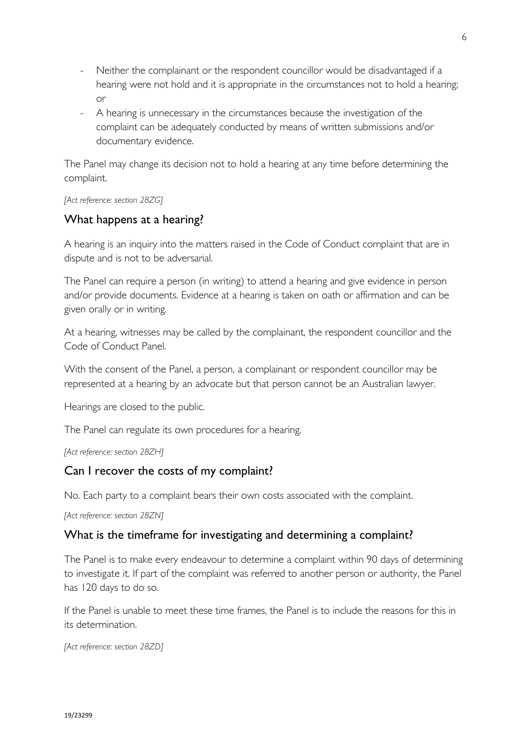- Neither the complainant or the respondent councillor would be disadvantaged if a hearing were not hold and it is appropriate in the circumstances not to hold a hearing; or
- A hearing is unnecessary in the circumstances because the investigation of the complaint can be adequately conducted by means of written submissions and/or documentary evidence.

The Panel may change its decision not to hold a hearing at any time before determining the complaint.

*[Act reference: section 28ZG]*

## What happens at a hearing?

A hearing is an inquiry into the matters raised in the Code of Conduct complaint that are in dispute and is not to be adversarial.

The Panel can require a person (in writing) to attend a hearing and give evidence in person and/or provide documents. Evidence at a hearing is taken on oath or affirmation and can be given orally or in writing.

At a hearing, witnesses may be called by the complainant, the respondent councillor and the Code of Conduct Panel.

With the consent of the Panel, a person, a complainant or respondent councillor may be represented at a hearing by an advocate but that person cannot be an Australian lawyer.

Hearings are closed to the public.

The Panel can regulate its own procedures for a hearing.

*[Act reference: section 28ZH]*

## Can I recover the costs of my complaint?

No. Each party to a complaint bears their own costs associated with the complaint.

*[Act reference: section 28ZN]*

## What is the timeframe for investigating and determining a complaint?

The Panel is to make every endeavour to determine a complaint within 90 days of determining to investigate it. If part of the complaint was referred to another person or authority, the Panel has 120 days to do so.

If the Panel is unable to meet these time frames, the Panel is to include the reasons for this in its determination.

*[Act reference: section 28ZD]*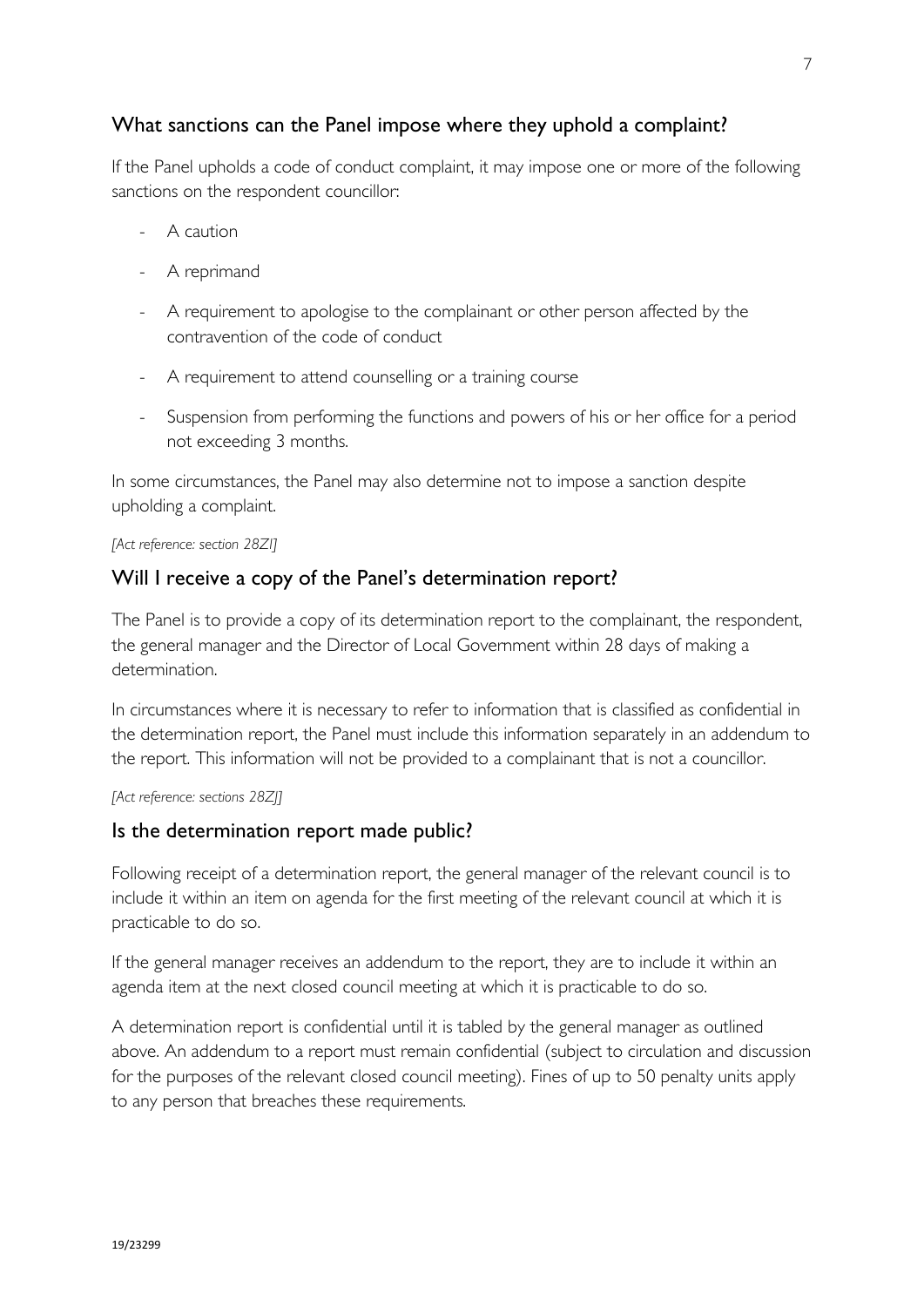## What sanctions can the Panel impose where they uphold a complaint?

If the Panel upholds a code of conduct complaint, it may impose one or more of the following sanctions on the respondent councillor:

- A caution
- A reprimand
- A requirement to apologise to the complainant or other person affected by the contravention of the code of conduct
- A requirement to attend counselling or a training course
- Suspension from performing the functions and powers of his or her office for a period not exceeding 3 months.

In some circumstances, the Panel may also determine not to impose a sanction despite upholding a complaint.

*[Act reference: section 28ZI]*

## Will I receive a copy of the Panel's determination report?

The Panel is to provide a copy of its determination report to the complainant, the respondent, the general manager and the Director of Local Government within 28 days of making a determination.

In circumstances where it is necessary to refer to information that is classified as confidential in the determination report, the Panel must include this information separately in an addendum to the report. This information will not be provided to a complainant that is not a councillor.

*[Act reference: sections 28ZJ]*

## Is the determination report made public?

Following receipt of a determination report, the general manager of the relevant council is to include it within an item on agenda for the first meeting of the relevant council at which it is practicable to do so.

If the general manager receives an addendum to the report, they are to include it within an agenda item at the next closed council meeting at which it is practicable to do so.

A determination report is confidential until it is tabled by the general manager as outlined above. An addendum to a report must remain confidential (subject to circulation and discussion for the purposes of the relevant closed council meeting). Fines of up to 50 penalty units apply to any person that breaches these requirements.

19/23299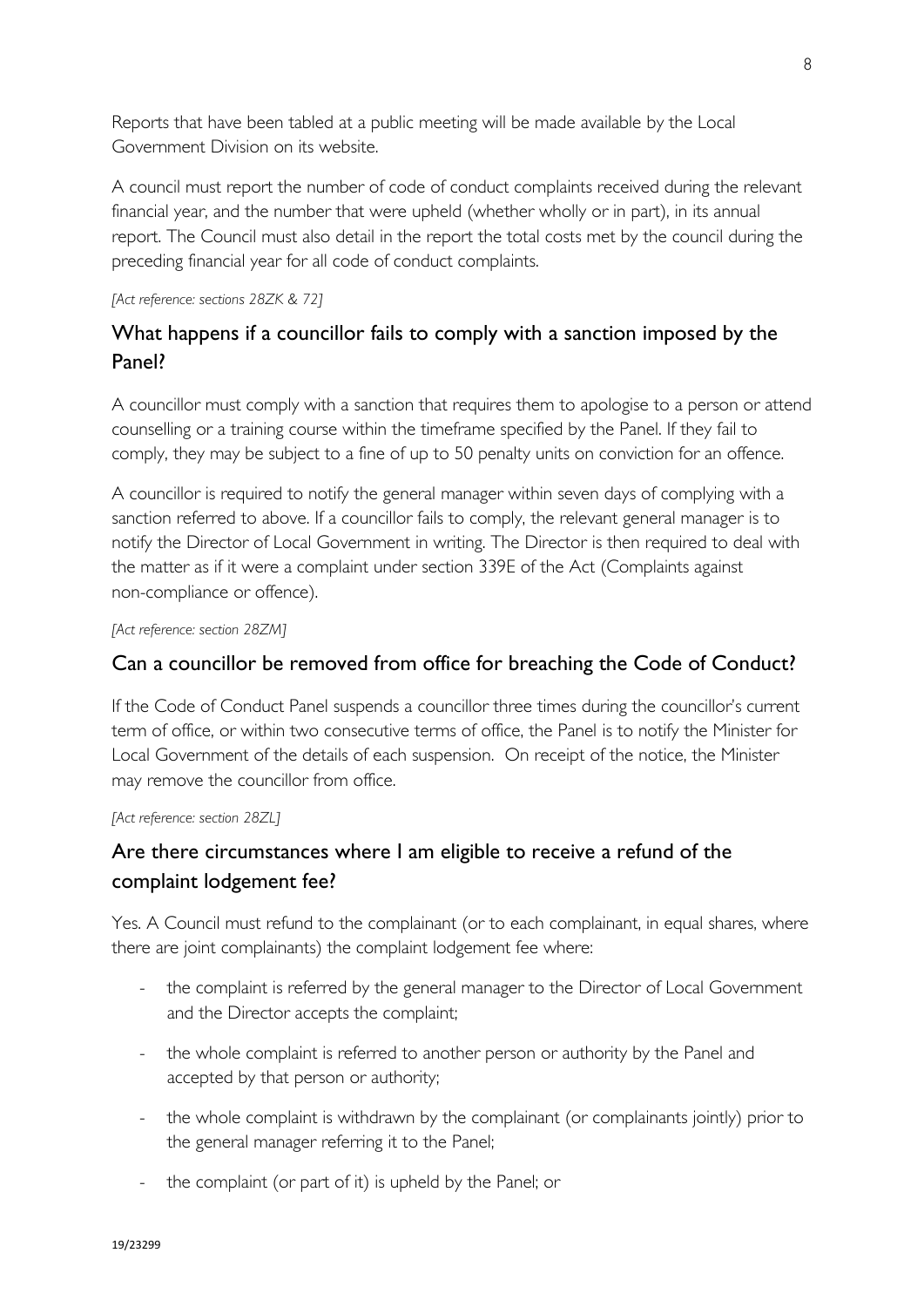Reports that have been tabled at a public meeting will be made available by the Local Government Division on its website.

A council must report the number of code of conduct complaints received during the relevant financial year, and the number that were upheld (whether wholly or in part), in its annual report. The Council must also detail in the report the total costs met by the council during the preceding financial year for all code of conduct complaints.

*[Act reference: sections 28ZK & 72]*

## What happens if a councillor fails to comply with a sanction imposed by the Panel?

A councillor must comply with a sanction that requires them to apologise to a person or attend counselling or a training course within the timeframe specified by the Panel. If they fail to comply, they may be subject to a fine of up to 50 penalty units on conviction for an offence.

A councillor is required to notify the general manager within seven days of complying with a sanction referred to above. If a councillor fails to comply, the relevant general manager is to notify the Director of Local Government in writing. The Director is then required to deal with the matter as if it were a complaint under section 339E of the Act (Complaints against non-compliance or offence).

*[Act reference: section 28ZM]*

## Can a councillor be removed from office for breaching the Code of Conduct?

If the Code of Conduct Panel suspends a councillor three times during the councillor's current term of office, or within two consecutive terms of office, the Panel is to notify the Minister for Local Government of the details of each suspension. On receipt of the notice, the Minister may remove the councillor from office.

*[Act reference: section 28ZL]*

## Are there circumstances where I am eligible to receive a refund of the complaint lodgement fee?

Yes. A Council must refund to the complainant (or to each complainant, in equal shares, where there are joint complainants) the complaint lodgement fee where:

- the complaint is referred by the general manager to the Director of Local Government and the Director accepts the complaint;
- the whole complaint is referred to another person or authority by the Panel and accepted by that person or authority;
- the whole complaint is withdrawn by the complainant (or complainants jointly) prior to the general manager referring it to the Panel;
- the complaint (or part of it) is upheld by the Panel; or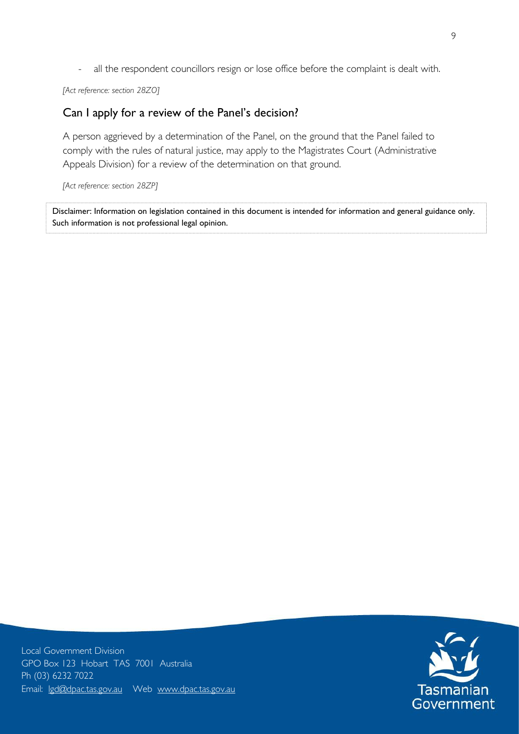- all the respondent councillors resign or lose office before the complaint is dealt with.

*[Act reference: section 28ZO]*

## Can I apply for a review of the Panel's decision?

A person aggrieved by a determination of the Panel, on the ground that the Panel failed to comply with the rules of natural justice, may apply to the Magistrates Court (Administrative Appeals Division) for a review of the determination on that ground.

*[Act reference: section 28ZP]*

Disclaimer: Information on legislation contained in this document is intended for information and general guidance only. Such information is not professional legal opinion.

Local Government Division
GPO Box 123 Hobart TAS 7001 Australia
Ph (03) 6232 7022
Email: lgd@dpac.tas.gov.au Web www.dpac.tas.gov.au

Tasmanian Government